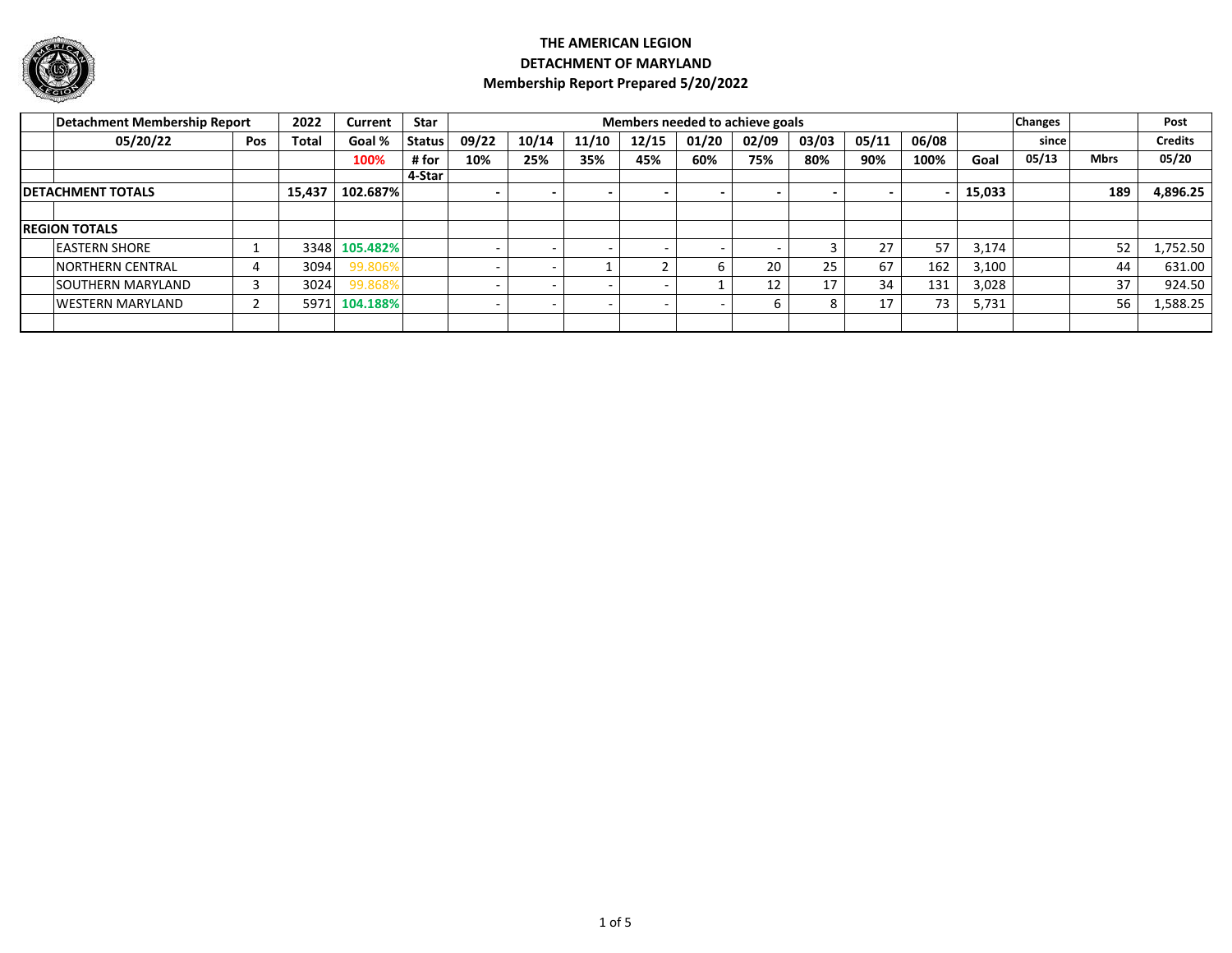# THE AMERICAN LEGION
## DETACHMENT OF MARYLAND
### Membership Report Prepared 5/20/2022

| Detachment Membership Report | Pos | 2022 | Current | Star | Members needed to achieve goals | | | | | | | | | | Changes | | Post |
|---|---|---|---|---|---|---|---|---|---|---|---|---|---|---|---|---|---|
| 05/20/22 | Pos | Total | Goal % | Status | 09/22 | 10/14 | 11/10 | 12/15 | 01/20 | 02/09 | 03/03 | 05/11 | 06/08 | | since | | Credits |
| | | | 100% | # for | 10% | 25% | 35% | 45% | 60% | 75% | 80% | 90% | 100% | Goal | 05/13 | Mbrs | 05/20 |
| | | | | 4-Star | | | | | | | | | | | | | |
| **DETACHMENT TOTALS** | | **15,437** | **102.687%** | | **-** | **-** | **-** | **-** | **-** | **-** | **-** | **-** | **-** | **15,033** | | **189** | **4,896.25** |
| | | | | | | | | | | | | | | | | | |
| **REGION TOTALS** | | | | | | | | | | | | | | | | | |
| EASTERN SHORE | 1 | 3348 | **105.482%** | | - | - | - | - | - | - | 3 | 27 | 57 | 3,174 | | 52 | 1,752.50 |
| NORTHERN CENTRAL | 4 | 3094 | 99.806% | | - | - | 1 | 2 | 6 | 20 | 25 | 67 | 162 | 3,100 | | 44 | 631.00 |
| SOUTHERN MARYLAND | 3 | 3024 | 99.868% | | - | - | - | - | 1 | 12 | 17 | 34 | 131 | 3,028 | | 37 | 924.50 |
| WESTERN MARYLAND | 2 | 5971 | **104.188%** | | - | - | - | - | - | 6 | 8 | 17 | 73 | 5,731 | | 56 | 1,588.25 |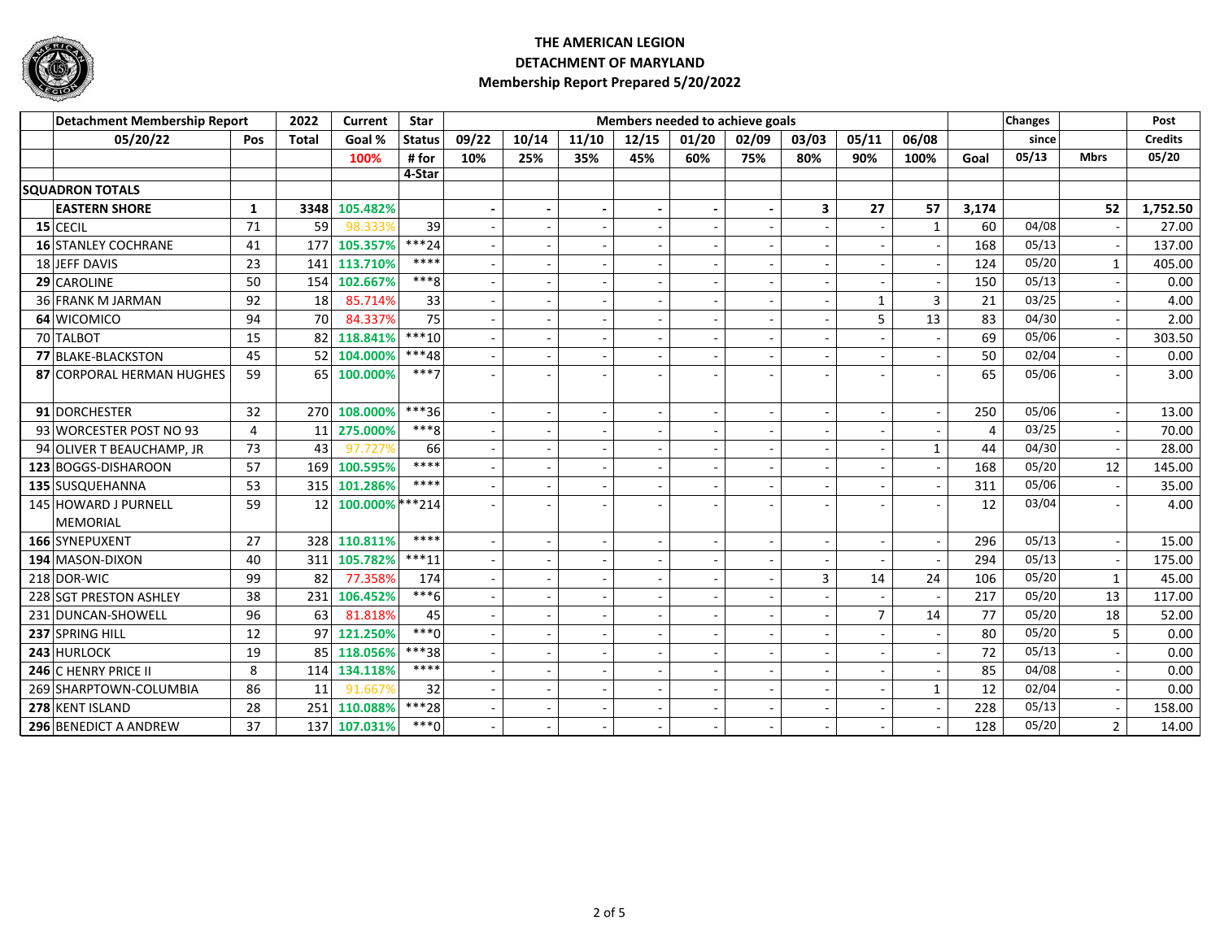# THE AMERICAN LEGION
## DETACHMENT OF MARYLAND
### Membership Report Prepared 5/20/2022

| Detachment Membership Report | Pos | 2022 Total | Current Goal % | Star Status | Members needed to achieve goals | | | | | | | | | | Changes | | Post |
|---|---|---|---|---|---|---|---|---|---|---|---|---|---|---|---|---|---|
| 05/20/22 | | | | | 09/22 | 10/14 | 11/10 | 12/15 | 01/20 | 02/09 | 03/03 | 05/11 | 06/08 | | since | | Credits |
| | | | 100% | # for 4-Star | 10% | 25% | 35% | 45% | 60% | 75% | 80% | 90% | 100% | Goal | 05/13 | Mbrs | 05/20 |
| **SQUADRON TOTALS** | | | | | | | | | | | | | | | | | |
| **EASTERN SHORE** | **1** | **3348** | **105.482%** | | **-** | **-** | **-** | **-** | **-** | **-** | **3** | **27** | **57** | **3,174** | | **52** | **1,752.50** |
| **15** CECIL | 71 | 59 | 98.333% | 39 | - | - | - | - | - | - | - | - | 1 | 60 | 04/08 | - | 27.00 |
| **16** STANLEY COCHRANE | 41 | 177 | 105.357% | ***24 | - | - | - | - | - | - | - | - | - | 168 | 05/13 | - | 137.00 |
| 18 JEFF DAVIS | 23 | 141 | 113.710% | **** | - | - | - | - | - | - | - | - | - | 124 | 05/20 | 1 | 405.00 |
| **29** CAROLINE | 50 | 154 | 102.667% | ***8 | - | - | - | - | - | - | - | - | - | 150 | 05/13 | - | 0.00 |
| 36 FRANK M JARMAN | 92 | 18 | 85.714% | 33 | - | - | - | - | - | - | - | 1 | 3 | 21 | 03/25 | - | 4.00 |
| **64** WICOMICO | 94 | 70 | 84.337% | 75 | - | - | - | - | - | - | - | 5 | 13 | 83 | 04/30 | - | 2.00 |
| 70 TALBOT | 15 | 82 | 118.841% | ***10 | - | - | - | - | - | - | - | - | - | 69 | 05/06 | - | 303.50 |
| **77** BLAKE-BLACKSTON | 45 | 52 | 104.000% | ***48 | - | - | - | - | - | - | - | - | - | 50 | 02/04 | - | 0.00 |
| **87** CORPORAL HERMAN HUGHES | 59 | 65 | 100.000% | ***7 | - | - | - | - | - | - | - | - | - | 65 | 05/06 | - | 3.00 |
| **91** DORCHESTER | 32 | 270 | 108.000% | ***36 | - | - | - | - | - | - | - | - | - | 250 | 05/06 | - | 13.00 |
| 93 WORCESTER POST NO 93 | 4 | 11 | 275.000% | ***8 | - | - | - | - | - | - | - | - | - | 4 | 03/25 | - | 70.00 |
| 94 OLIVER T BEAUCHAMP, JR | 73 | 43 | 97.727% | 66 | - | - | - | - | - | - | - | - | 1 | 44 | 04/30 | - | 28.00 |
| **123** BOGGS-DISHAROON | 57 | 169 | 100.595% | **** | - | - | - | - | - | - | - | - | - | 168 | 05/20 | 12 | 145.00 |
| **135** SUSQUEHANNA | 53 | 315 | 101.286% | **** | - | - | - | - | - | - | - | - | - | 311 | 05/06 | - | 35.00 |
| 145 HOWARD J PURNELL MEMORIAL | 59 | 12 | 100.000% | ***214 | - | - | - | - | - | - | - | - | - | 12 | 03/04 | - | 4.00 |
| **166** SYNEPUXENT | 27 | 328 | 110.811% | **** | - | - | - | - | - | - | - | - | - | 296 | 05/13 | - | 15.00 |
| **194** MASON-DIXON | 40 | 311 | 105.782% | ***11 | - | - | - | - | - | - | - | - | - | 294 | 05/13 | - | 175.00 |
| 218 DOR-WIC | 99 | 82 | 77.358% | 174 | - | - | - | - | - | - | 3 | 14 | 24 | 106 | 05/20 | 1 | 45.00 |
| 228 SGT PRESTON ASHLEY | 38 | 231 | 106.452% | ***6 | - | - | - | - | - | - | - | - | - | 217 | 05/20 | 13 | 117.00 |
| 231 DUNCAN-SHOWELL | 96 | 63 | 81.818% | 45 | - | - | - | - | - | - | - | 7 | 14 | 77 | 05/20 | 18 | 52.00 |
| **237** SPRING HILL | 12 | 97 | 121.250% | ***0 | - | - | - | - | - | - | - | - | - | 80 | 05/20 | 5 | 0.00 |
| **243** HURLOCK | 19 | 85 | 118.056% | ***38 | - | - | - | - | - | - | - | - | - | 72 | 05/13 | - | 0.00 |
| **246** C HENRY PRICE II | 8 | 114 | 134.118% | **** | - | - | - | - | - | - | - | - | - | 85 | 04/08 | - | 0.00 |
| 269 SHARPTOWN-COLUMBIA | 86 | 11 | 91.667% | 32 | - | - | - | - | - | - | - | - | 1 | 12 | 02/04 | - | 0.00 |
| **278** KENT ISLAND | 28 | 251 | 110.088% | ***28 | - | - | - | - | - | - | - | - | - | 228 | 05/13 | - | 158.00 |
| **296** BENEDICT A ANDREW | 37 | 137 | 107.031% | ***0 | - | - | - | - | - | - | - | - | - | 128 | 05/20 | 2 | 14.00 |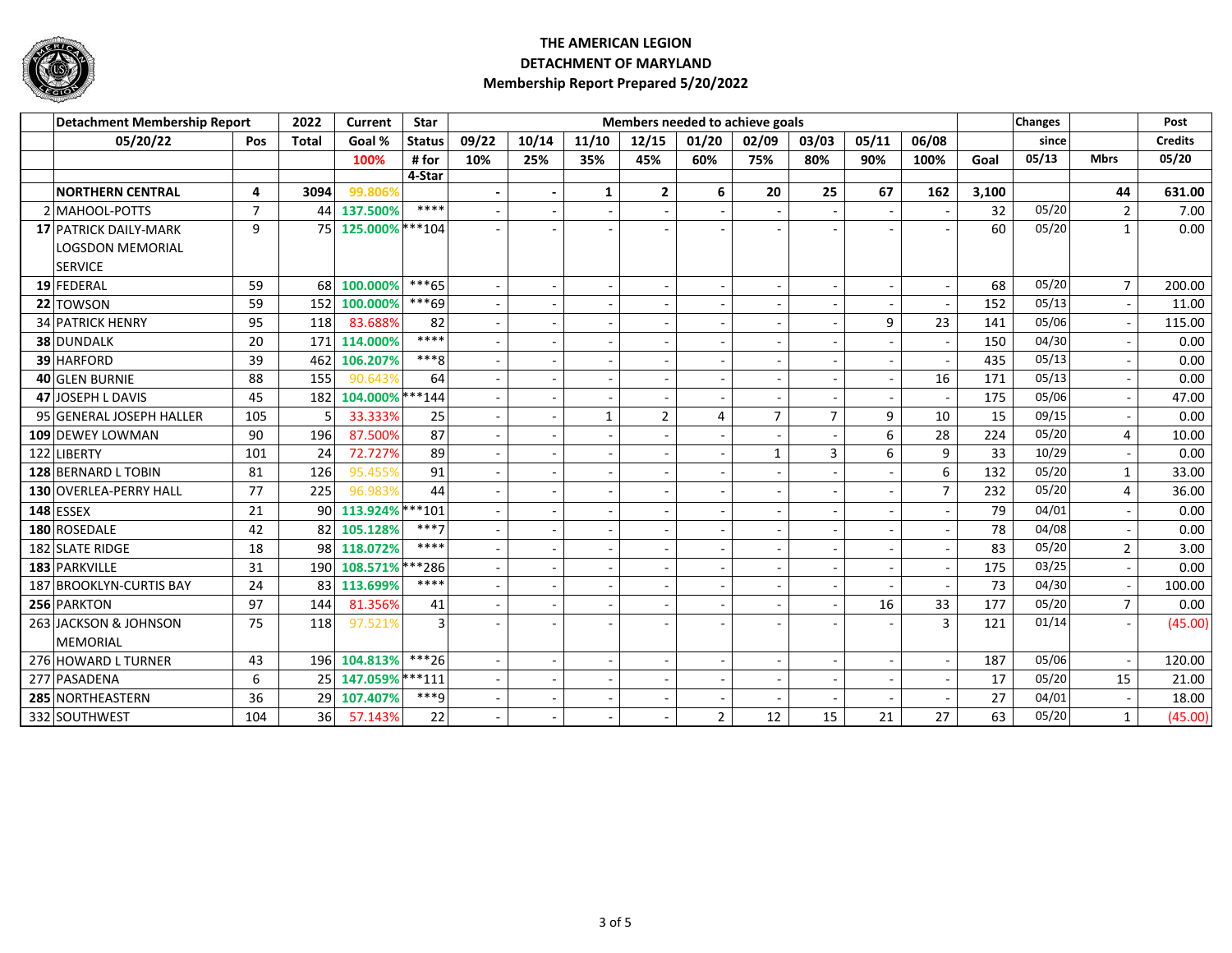**THE AMERICAN LEGION**
**DETACHMENT OF MARYLAND**
**Membership Report Prepared 5/20/2022**

| | Detachment Membership Report | | 2022 | Current | Star | Members needed to achieve goals | | | | | | | | | | Changes | | Post |
|---|---|---|---|---|---|---|---|---|---|---|---|---|---|---|---|---|---|---|
| | 05/20/22 | Pos | Total | Goal % | Status | 09/22 | 10/14 | 11/10 | 12/15 | 01/20 | 02/09 | 03/03 | 05/11 | 06/08 | | since | | Credits |
| | | | | 100% | # for 4-Star | 10% | 25% | 35% | 45% | 60% | 75% | 80% | 90% | 100% | Goal | 05/13 | Mbrs | 05/20 |
| | **NORTHERN CENTRAL** | **4** | **3094** | **99.806%** | | **-** | **-** | **1** | **2** | **6** | **20** | **25** | **67** | **162** | **3,100** | | **44** | **631.00** |
| 2 | MAHOOL-POTTS | 7 | 44 | **137.500%** | **** | - | - | - | - | - | - | - | - | - | 32 | 05/20 | 2 | 7.00 |
| **17** | PATRICK DAILY-MARK LOGSDON MEMORIAL SERVICE | 9 | 75 | **125.000%** | ***104 | - | - | - | - | - | - | - | - | - | 60 | 05/20 | 1 | 0.00 |
| **19** | FEDERAL | 59 | 68 | **100.000%** | ***65 | - | - | - | - | - | - | - | - | - | 68 | 05/20 | 7 | 200.00 |
| **22** | TOWSON | 59 | 152 | **100.000%** | ***69 | - | - | - | - | - | - | - | - | - | 152 | 05/13 | - | 11.00 |
| **34** | PATRICK HENRY | 95 | 118 | 83.688% | 82 | - | - | - | - | - | - | - | 9 | 23 | 141 | 05/06 | - | 115.00 |
| **38** | DUNDALK | 20 | 171 | **114.000%** | **** | - | - | - | - | - | - | - | - | - | 150 | 04/30 | - | 0.00 |
| **39** | HARFORD | 39 | 462 | **106.207%** | ***8 | - | - | - | - | - | - | - | - | - | 435 | 05/13 | - | 0.00 |
| **40** | GLEN BURNIE | 88 | 155 | 90.643% | 64 | - | - | - | - | - | - | - | - | 16 | 171 | 05/13 | - | 0.00 |
| **47** | JOSEPH L DAVIS | 45 | 182 | **104.000%** | ***144 | - | - | - | - | - | - | - | - | - | 175 | 05/06 | - | 47.00 |
| 95 | GENERAL JOSEPH HALLER | 105 | 5 | 33.333% | 25 | - | - | 1 | 2 | 4 | 7 | 7 | 9 | 10 | 15 | 09/15 | - | 0.00 |
| **109** | DEWEY LOWMAN | 90 | 196 | 87.500% | 87 | - | - | - | - | - | - | - | 6 | 28 | 224 | 05/20 | 4 | 10.00 |
| 122 | LIBERTY | 101 | 24 | 72.727% | 89 | - | - | - | - | - | 1 | 3 | 6 | 9 | 33 | 10/29 | - | 0.00 |
| **128** | BERNARD L TOBIN | 81 | 126 | 95.455% | 91 | - | - | - | - | - | - | - | - | 6 | 132 | 05/20 | 1 | 33.00 |
| **130** | OVERLEA-PERRY HALL | 77 | 225 | 96.983% | 44 | - | - | - | - | - | - | - | - | 7 | 232 | 05/20 | 4 | 36.00 |
| **148** | ESSEX | 21 | 90 | **113.924%** | ***101 | - | - | - | - | - | - | - | - | - | 79 | 04/01 | - | 0.00 |
| **180** | ROSEDALE | 42 | 82 | **105.128%** | ***7 | - | - | - | - | - | - | - | - | - | 78 | 04/08 | - | 0.00 |
| 182 | SLATE RIDGE | 18 | 98 | **118.072%** | **** | - | - | - | - | - | - | - | - | - | 83 | 05/20 | 2 | 3.00 |
| **183** | PARKVILLE | 31 | 190 | **108.571%** | ***286 | - | - | - | - | - | - | - | - | - | 175 | 03/25 | - | 0.00 |
| 187 | BROOKLYN-CURTIS BAY | 24 | 83 | **113.699%** | **** | - | - | - | - | - | - | - | - | - | 73 | 04/30 | - | 100.00 |
| **256** | PARKTON | 97 | 144 | 81.356% | 41 | - | - | - | - | - | - | - | 16 | 33 | 177 | 05/20 | 7 | 0.00 |
| 263 | JACKSON & JOHNSON MEMORIAL | 75 | 118 | 97.521% | 3 | - | - | - | - | - | - | - | - | 3 | 121 | 01/14 | - | (45.00) |
| 276 | HOWARD L TURNER | 43 | 196 | **104.813%** | ***26 | - | - | - | - | - | - | - | - | - | 187 | 05/06 | - | 120.00 |
| 277 | PASADENA | 6 | 25 | **147.059%** | ***111 | - | - | - | - | - | - | - | - | - | 17 | 05/20 | 15 | 21.00 |
| **285** | NORTHEASTERN | 36 | 29 | **107.407%** | ***9 | - | - | - | - | - | - | - | - | - | 27 | 04/01 | - | 18.00 |
| 332 | SOUTHWEST | 104 | 36 | 57.143% | 22 | - | - | - | - | 2 | 12 | 15 | 21 | 27 | 63 | 05/20 | 1 | (45.00) |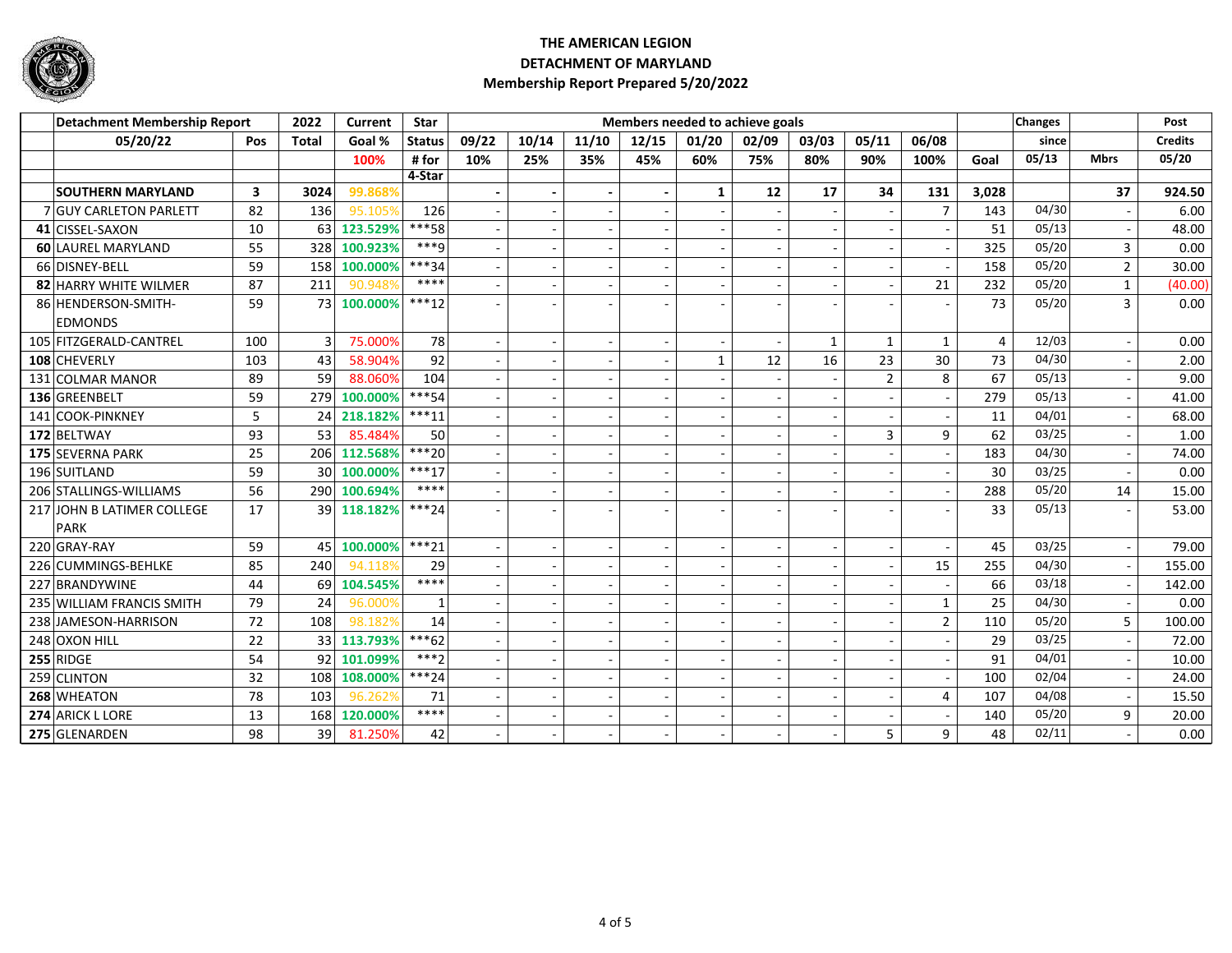# THE AMERICAN LEGION
## DETACHMENT OF MARYLAND
### Membership Report Prepared 5/20/2022

| | Detachment Membership Report | | 2022 | Current | Star | Members needed to achieve goals | | | | | | | | | | Changes | | Post |
|---|---|---|---|---|---|---|---|---|---|---|---|---|---|---|---|---|---|---|
| | 05/20/22 | Pos | Total | Goal % | Status | 09/22 | 10/14 | 11/10 | 12/15 | 01/20 | 02/09 | 03/03 | 05/11 | 06/08 | | since | | Credits |
| | | | | 100% | # for 4-Star | 10% | 25% | 35% | 45% | 60% | 75% | 80% | 90% | 100% | Goal | 05/13 | Mbrs | 05/20 |
| | **SOUTHERN MARYLAND** | **3** | **3024** | 99.868% | | **-** | **-** | **-** | **-** | **1** | **12** | **17** | **34** | **131** | **3,028** | | **37** | **924.50** |
| 7 | GUY CARLETON PARLETT | 82 | 136 | 95.105% | 126 | - | - | - | - | - | - | - | - | 7 | 143 | 04/30 | - | 6.00 |
| **41** | CISSEL-SAXON | 10 | 63 | **123.529%** | ***58 | - | - | - | - | - | - | - | - | - | 51 | 05/13 | - | 48.00 |
| **60** | LAUREL MARYLAND | 55 | 328 | **100.923%** | ***9 | - | - | - | - | - | - | - | - | - | 325 | 05/20 | 3 | 0.00 |
| 66 | DISNEY-BELL | 59 | 158 | **100.000%** | ***34 | - | - | - | - | - | - | - | - | - | 158 | 05/20 | 2 | 30.00 |
| **82** | HARRY WHITE WILMER | 87 | 211 | 90.948% | **** | - | - | - | - | - | - | - | - | 21 | 232 | 05/20 | 1 | (40.00) |
| 86 | HENDERSON-SMITH-EDMONDS | 59 | 73 | **100.000%** | ***12 | - | - | - | - | - | - | - | - | - | 73 | 05/20 | 3 | 0.00 |
| 105 | FITZGERALD-CANTREL | 100 | 3 | 75.000% | 78 | - | - | - | - | - | - | 1 | 1 | 1 | 4 | 12/03 | - | 0.00 |
| **108** | CHEVERLY | 103 | 43 | 58.904% | 92 | - | - | - | - | 1 | 12 | 16 | 23 | 30 | 73 | 04/30 | - | 2.00 |
| 131 | COLMAR MANOR | 89 | 59 | 88.060% | 104 | - | - | - | - | - | - | - | 2 | 8 | 67 | 05/13 | - | 9.00 |
| **136** | GREENBELT | 59 | 279 | **100.000%** | ***54 | - | - | - | - | - | - | - | - | - | 279 | 05/13 | - | 41.00 |
| 141 | COOK-PINKNEY | 5 | 24 | **218.182%** | ***11 | - | - | - | - | - | - | - | - | - | 11 | 04/01 | - | 68.00 |
| **172** | BELTWAY | 93 | 53 | 85.484% | 50 | - | - | - | - | - | - | - | 3 | 9 | 62 | 03/25 | - | 1.00 |
| **175** | SEVERNA PARK | 25 | 206 | **112.568%** | ***20 | - | - | - | - | - | - | - | - | - | 183 | 04/30 | - | 74.00 |
| 196 | SUITLAND | 59 | 30 | **100.000%** | ***17 | - | - | - | - | - | - | - | - | - | 30 | 03/25 | - | 0.00 |
| 206 | STALLINGS-WILLIAMS | 56 | 290 | **100.694%** | **** | - | - | - | - | - | - | - | - | - | 288 | 05/20 | 14 | 15.00 |
| 217 | JOHN B LATIMER COLLEGE PARK | 17 | 39 | **118.182%** | ***24 | - | - | - | - | - | - | - | - | - | 33 | 05/13 | - | 53.00 |
| 220 | GRAY-RAY | 59 | 45 | **100.000%** | ***21 | - | - | - | - | - | - | - | - | - | 45 | 03/25 | - | 79.00 |
| 226 | CUMMINGS-BEHLKE | 85 | 240 | 94.118% | 29 | - | - | - | - | - | - | - | - | 15 | 255 | 04/30 | - | 155.00 |
| 227 | BRANDYWINE | 44 | 69 | **104.545%** | **** | - | - | - | - | - | - | - | - | - | 66 | 03/18 | - | 142.00 |
| 235 | WILLIAM FRANCIS SMITH | 79 | 24 | 96.000% | 1 | - | - | - | - | - | - | - | - | 1 | 25 | 04/30 | - | 0.00 |
| 238 | JAMESON-HARRISON | 72 | 108 | 98.182% | 14 | - | - | - | - | - | - | - | - | 2 | 110 | 05/20 | 5 | 100.00 |
| 248 | OXON HILL | 22 | 33 | **113.793%** | ***62 | - | - | - | - | - | - | - | - | - | 29 | 03/25 | - | 72.00 |
| **255** | RIDGE | 54 | 92 | **101.099%** | ***2 | - | - | - | - | - | - | - | - | - | 91 | 04/01 | - | 10.00 |
| 259 | CLINTON | 32 | 108 | **108.000%** | ***24 | - | - | - | - | - | - | - | - | - | 100 | 02/04 | - | 24.00 |
| **268** | WHEATON | 78 | 103 | 96.262% | 71 | - | - | - | - | - | - | - | - | 4 | 107 | 04/08 | - | 15.50 |
| **274** | ARICK L LORE | 13 | 168 | **120.000%** | **** | - | - | - | - | - | - | - | - | - | 140 | 05/20 | 9 | 20.00 |
| **275** | GLENARDEN | 98 | 39 | 81.250% | 42 | - | - | - | - | - | - | - | 5 | 9 | 48 | 02/11 | - | 0.00 |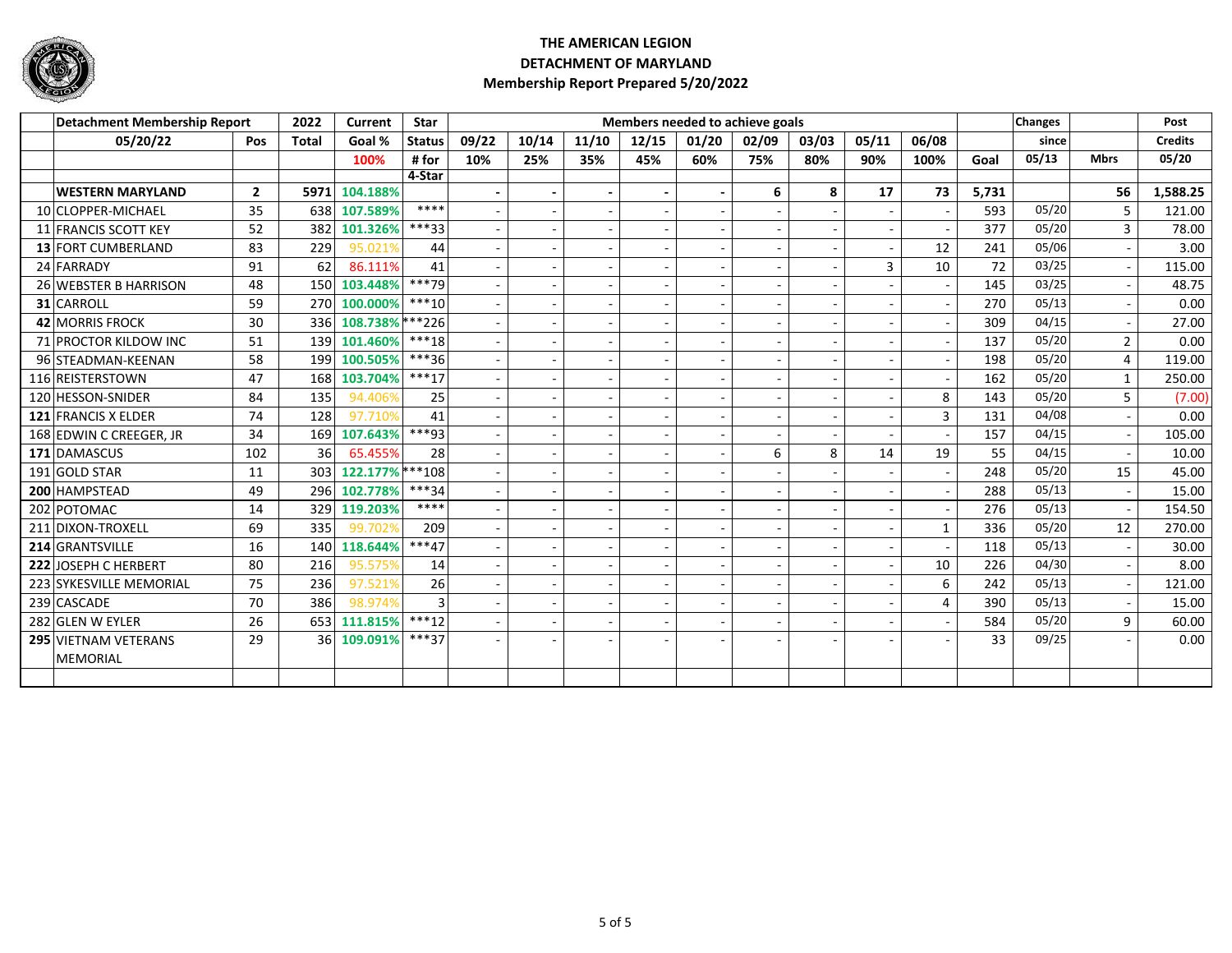# THE AMERICAN LEGION
## DETACHMENT OF MARYLAND
### Membership Report Prepared 5/20/2022

| | Detachment Membership Report | | 2022 | Current | Star | Members needed to achieve goals | | | | | | | | | | Changes | | Post |
|---|---|---|---|---|---|---|---|---|---|---|---|---|---|---|---|---|---|---|
| | 05/20/22 | Pos | Total | Goal % | Status | 09/22 | 10/14 | 11/10 | 12/15 | 01/20 | 02/09 | 03/03 | 05/11 | 06/08 | | since | | Credits |
| | | | | 100% | # for 4-Star | 10% | 25% | 35% | 45% | 60% | 75% | 80% | 90% | 100% | Goal | 05/13 | Mbrs | 05/20 |
| | **WESTERN MARYLAND** | **2** | **5971** | **104.188%** | | **-** | **-** | **-** | **-** | **-** | **6** | **8** | **17** | **73** | **5,731** | | **56** | **1,588.25** |
| 10 | CLOPPER-MICHAEL | 35 | 638 | 107.589% | **** | - | - | - | - | - | - | - | - | - | 593 | 05/20 | 5 | 121.00 |
| 11 | FRANCIS SCOTT KEY | 52 | 382 | 101.326% | ***33 | - | - | - | - | - | - | - | - | - | 377 | 05/20 | 3 | 78.00 |
| **13** | FORT CUMBERLAND | 83 | 229 | 95.021% | 44 | - | - | - | - | - | - | - | - | 12 | 241 | 05/06 | - | 3.00 |
| 24 | FARRADY | 91 | 62 | 86.111% | 41 | - | - | - | - | - | - | - | 3 | 10 | 72 | 03/25 | - | 115.00 |
| 26 | WEBSTER B HARRISON | 48 | 150 | 103.448% | ***79 | - | - | - | - | - | - | - | - | - | 145 | 03/25 | - | 48.75 |
| **31** | CARROLL | 59 | 270 | 100.000% | ***10 | - | - | - | - | - | - | - | - | - | 270 | 05/13 | - | 0.00 |
| **42** | MORRIS FROCK | 30 | 336 | 108.738% | ***226 | - | - | - | - | - | - | - | - | - | 309 | 04/15 | - | 27.00 |
| 71 | PROCTOR KILDOW INC | 51 | 139 | 101.460% | ***18 | - | - | - | - | - | - | - | - | - | 137 | 05/20 | 2 | 0.00 |
| 96 | STEADMAN-KEENAN | 58 | 199 | 100.505% | ***36 | - | - | - | - | - | - | - | - | - | 198 | 05/20 | 4 | 119.00 |
| 116 | REISTERSTOWN | 47 | 168 | 103.704% | ***17 | - | - | - | - | - | - | - | - | - | 162 | 05/20 | 1 | 250.00 |
| 120 | HESSON-SNIDER | 84 | 135 | 94.406% | 25 | - | - | - | - | - | - | - | - | 8 | 143 | 05/20 | 5 | (7.00) |
| **121** | FRANCIS X ELDER | 74 | 128 | 97.710% | 41 | - | - | - | - | - | - | - | - | 3 | 131 | 04/08 | - | 0.00 |
| 168 | EDWIN C CREEGER, JR | 34 | 169 | 107.643% | ***93 | - | - | - | - | - | - | - | - | - | 157 | 04/15 | - | 105.00 |
| **171** | DAMASCUS | 102 | 36 | 65.455% | 28 | - | - | - | - | - | 6 | 8 | 14 | 19 | 55 | 04/15 | - | 10.00 |
| 191 | GOLD STAR | 11 | 303 | 122.177% | ***108 | - | - | - | - | - | - | - | - | - | 248 | 05/20 | 15 | 45.00 |
| **200** | HAMPSTEAD | 49 | 296 | 102.778% | ***34 | - | - | - | - | - | - | - | - | - | 288 | 05/13 | - | 15.00 |
| 202 | POTOMAC | 14 | 329 | 119.203% | **** | - | - | - | - | - | - | - | - | - | 276 | 05/13 | - | 154.50 |
| 211 | DIXON-TROXELL | 69 | 335 | 99.702% | 209 | - | - | - | - | - | - | - | - | 1 | 336 | 05/20 | 12 | 270.00 |
| **214** | GRANTSVILLE | 16 | 140 | 118.644% | ***47 | - | - | - | - | - | - | - | - | - | 118 | 05/13 | - | 30.00 |
| **222** | JOSEPH C HERBERT | 80 | 216 | 95.575% | 14 | - | - | - | - | - | - | - | - | 10 | 226 | 04/30 | - | 8.00 |
| 223 | SYKESVILLE MEMORIAL | 75 | 236 | 97.521% | 26 | - | - | - | - | - | - | - | - | 6 | 242 | 05/13 | - | 121.00 |
| 239 | CASCADE | 70 | 386 | 98.974% | 3 | - | - | - | - | - | - | - | - | 4 | 390 | 05/13 | - | 15.00 |
| 282 | GLEN W EYLER | 26 | 653 | 111.815% | ***12 | - | - | - | - | - | - | - | - | - | 584 | 05/20 | 9 | 60.00 |
| **295** | VIETNAM VETERANS MEMORIAL | 29 | 36 | 109.091% | ***37 | - | - | - | - | - | - | - | - | - | 33 | 09/25 | - | 0.00 |